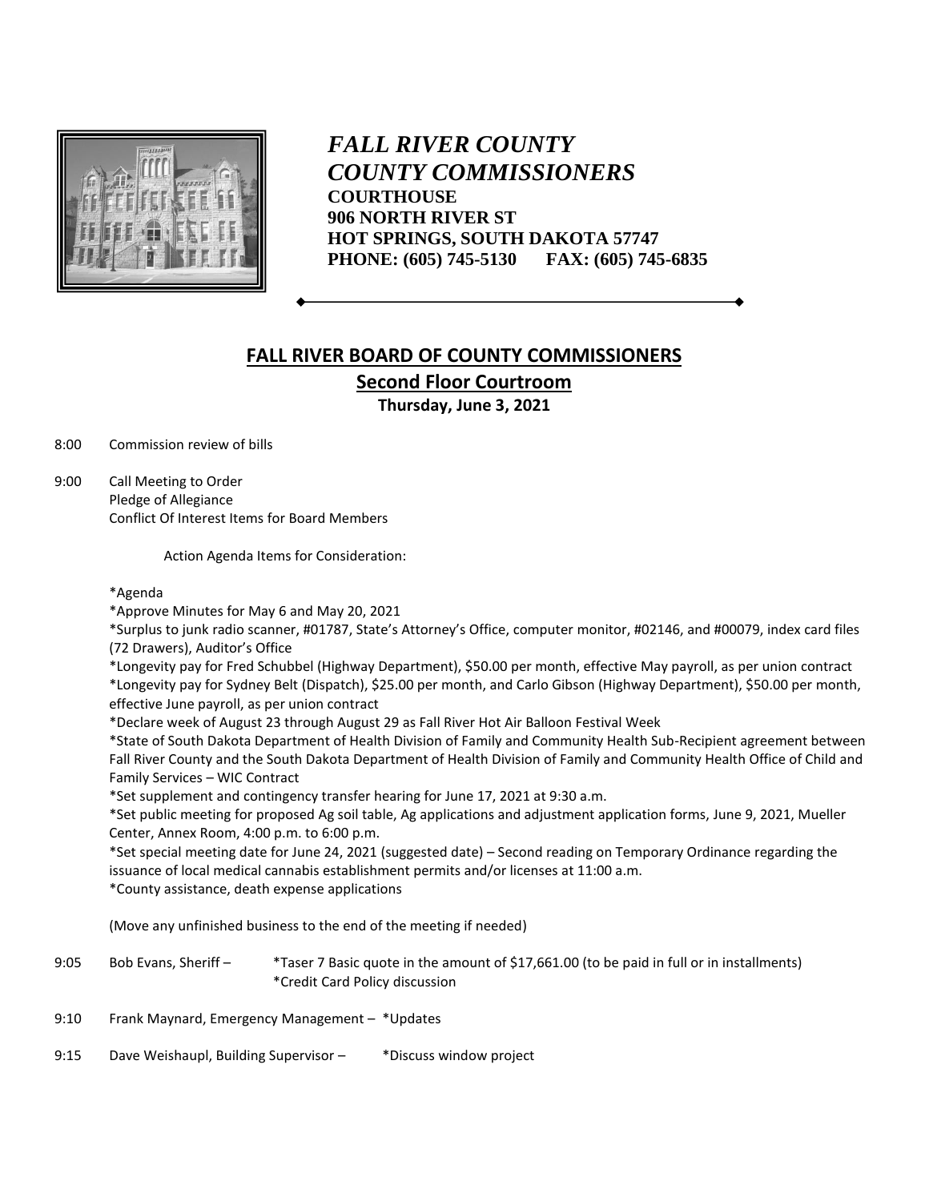*FALL RIVER COUNTY*
*COUNTY COMMISSIONERS*
**COURTHOUSE**
**906 NORTH RIVER ST**
**HOT SPRINGS, SOUTH DAKOTA 57747**
**PHONE: (605) 745-5130 FAX: (605) 745-6835**

# FALL RIVER BOARD OF COUNTY COMMISSIONERS

## Second Floor Courtroom

**Thursday, June 3, 2021**

8:00 Commission review of bills

9:00 Call Meeting to Order
Pledge of Allegiance
Conflict Of Interest Items for Board Members

Action Agenda Items for Consideration:

*Agenda
*Approve Minutes for May 6 and May 20, 2021
*Surplus to junk radio scanner, #01787, State's Attorney's Office, computer monitor, #02146, and #00079, index card files (72 Drawers), Auditor's Office
*Longevity pay for Fred Schubbel (Highway Department), $50.00 per month, effective May payroll, as per union contract
*Longevity pay for Sydney Belt (Dispatch), $25.00 per month, and Carlo Gibson (Highway Department), $50.00 per month, effective June payroll, as per union contract
*Declare week of August 23 through August 29 as Fall River Hot Air Balloon Festival Week
*State of South Dakota Department of Health Division of Family and Community Health Sub-Recipient agreement between Fall River County and the South Dakota Department of Health Division of Family and Community Health Office of Child and Family Services – WIC Contract
*Set supplement and contingency transfer hearing for June 17, 2021 at 9:30 a.m.
*Set public meeting for proposed Ag soil table, Ag applications and adjustment application forms, June 9, 2021, Mueller Center, Annex Room, 4:00 p.m. to 6:00 p.m.
*Set special meeting date for June 24, 2021 (suggested date) – Second reading on Temporary Ordinance regarding the issuance of local medical cannabis establishment permits and/or licenses at 11:00 a.m.
*County assistance, death expense applications

(Move any unfinished business to the end of the meeting if needed)

9:05 Bob Evans, Sheriff – *Taser 7 Basic quote in the amount of $17,661.00 (to be paid in full or in installments)
*Credit Card Policy discussion

9:10 Frank Maynard, Emergency Management – *Updates

9:15 Dave Weishaupl, Building Supervisor – *Discuss window project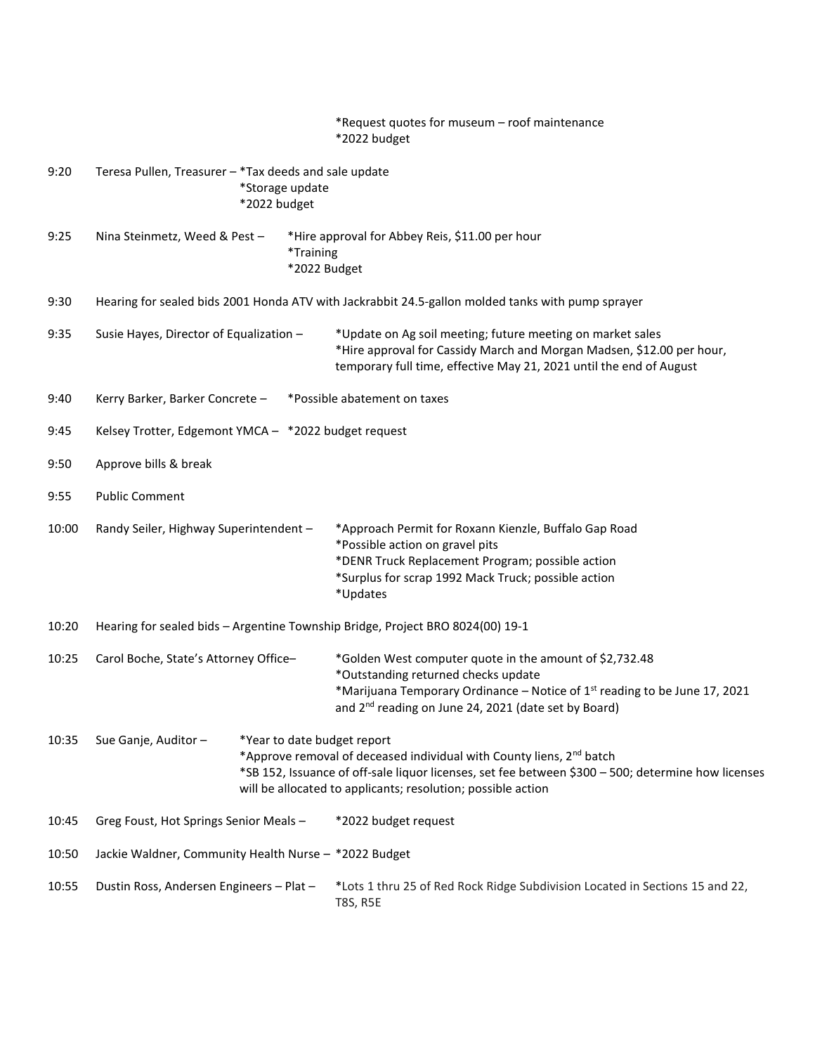*Request quotes for museum – roof maintenance
*2022 budget

| | | |
|---|---|---|
| 9:20 | Teresa Pullen, Treasurer – | *Tax deeds and sale update<br>*Storage update<br>*2022 budget |
| 9:25 | Nina Steinmetz, Weed & Pest – | *Hire approval for Abbey Reis, $11.00 per hour<br>*Training<br>*2022 Budget |
| 9:30 | Hearing for sealed bids 2001 Honda ATV with Jackrabbit 24.5-gallon molded tanks with pump sprayer | |
| 9:35 | Susie Hayes, Director of Equalization – | *Update on Ag soil meeting; future meeting on market sales<br>*Hire approval for Cassidy March and Morgan Madsen, $12.00 per hour, temporary full time, effective May 21, 2021 until the end of August |
| 9:40 | Kerry Barker, Barker Concrete – | *Possible abatement on taxes |
| 9:45 | Kelsey Trotter, Edgemont YMCA – | *2022 budget request |
| 9:50 | Approve bills & break | |
| 9:55 | Public Comment | |
| 10:00 | Randy Seiler, Highway Superintendent – | *Approach Permit for Roxann Kienzle, Buffalo Gap Road<br>*Possible action on gravel pits<br>*DENR Truck Replacement Program; possible action<br>*Surplus for scrap 1992 Mack Truck; possible action<br>*Updates |
| 10:20 | Hearing for sealed bids – Argentine Township Bridge, Project BRO 8024(00) 19-1 | |
| 10:25 | Carol Boche, State's Attorney Office– | *Golden West computer quote in the amount of $2,732.48<br>*Outstanding returned checks update<br>*Marijuana Temporary Ordinance – Notice of 1st reading to be June 17, 2021 and 2nd reading on June 24, 2021 (date set by Board) |
| 10:35 | Sue Ganje, Auditor – | *Year to date budget report<br>*Approve removal of deceased individual with County liens, 2nd batch<br>*SB 152, Issuance of off-sale liquor licenses, set fee between $300 – 500; determine how licenses will be allocated to applicants; resolution; possible action |
| 10:45 | Greg Foust, Hot Springs Senior Meals – | *2022 budget request |
| 10:50 | Jackie Waldner, Community Health Nurse – | *2022 Budget |
| 10:55 | Dustin Ross, Andersen Engineers – Plat – | *Lots 1 thru 25 of Red Rock Ridge Subdivision Located in Sections 15 and 22, T8S, R5E |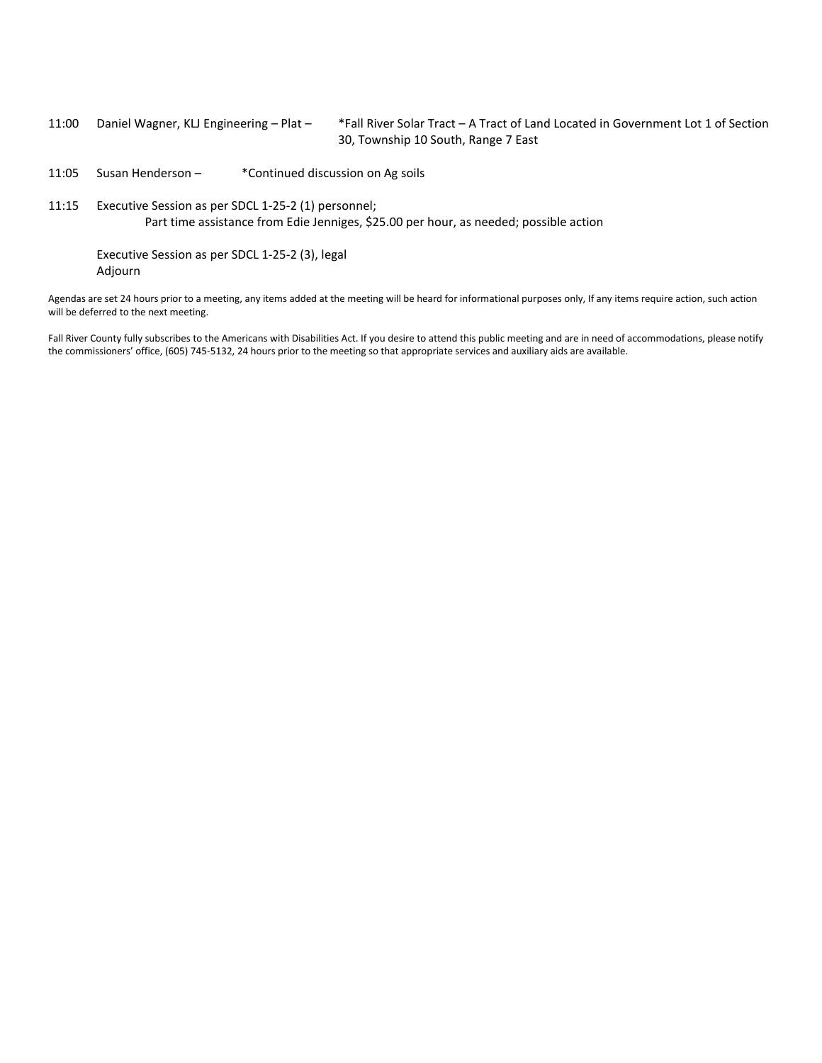11:00 Daniel Wagner, KLJ Engineering – Plat – *Fall River Solar Tract – A Tract of Land Located in Government Lot 1 of Section 30, Township 10 South, Range 7 East

11:05 Susan Henderson – *Continued discussion on Ag soils

11:15 Executive Session as per SDCL 1-25-2 (1) personnel;
Part time assistance from Edie Jenniges, $25.00 per hour, as needed; possible action

Executive Session as per SDCL 1-25-2 (3), legal
Adjourn

Agendas are set 24 hours prior to a meeting, any items added at the meeting will be heard for informational purposes only, If any items require action, such action will be deferred to the next meeting.

Fall River County fully subscribes to the Americans with Disabilities Act. If you desire to attend this public meeting and are in need of accommodations, please notify the commissioners' office, (605) 745-5132, 24 hours prior to the meeting so that appropriate services and auxiliary aids are available.